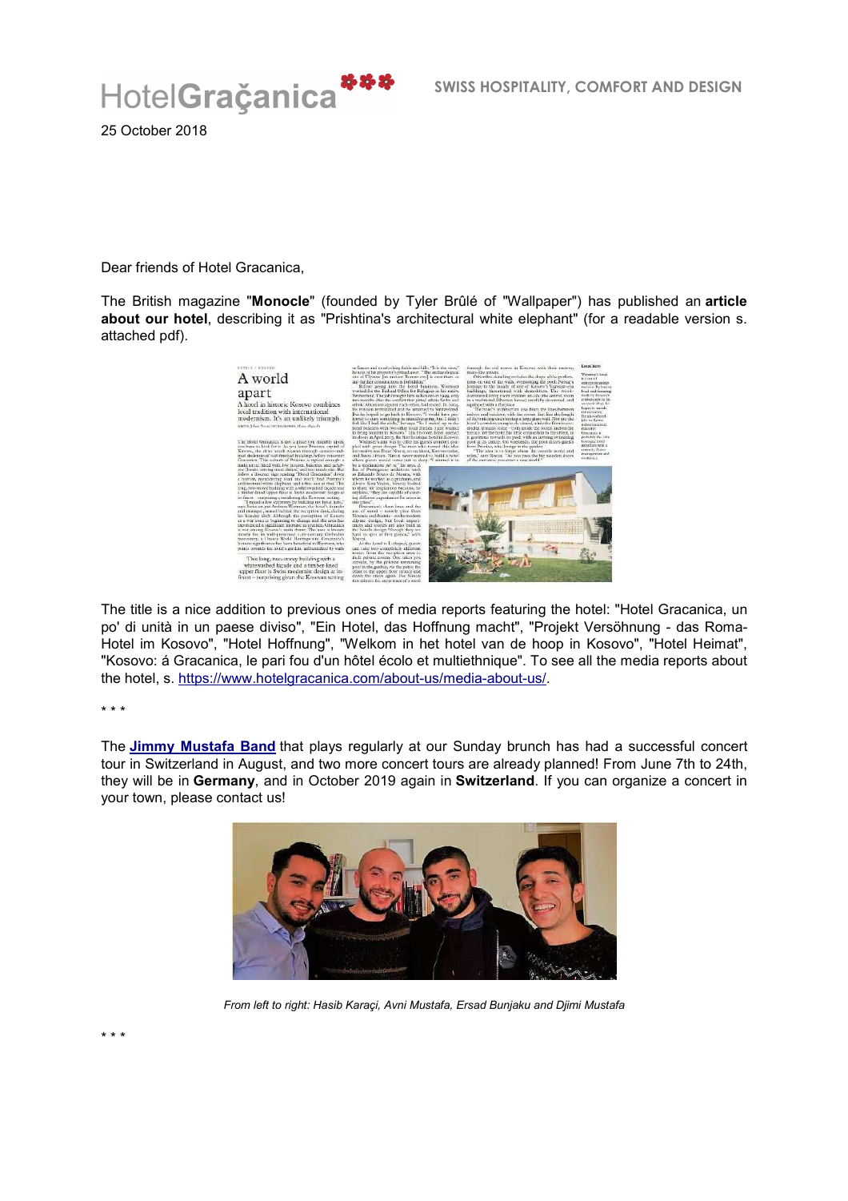HotelGraçanica

SWISS HOSPITALITY, COMFORT AND DESIGN

25 October 2018

Dear friends of Hotel Gracanica,

The British magazine "**Monocle**" (founded by Tyler Brûlé of "Wallpaper") has published an **article about our hotel**, describing it as "Prishtina's architectural white elephant" (for a readable version s. attached pdf).

The title is a nice addition to previous ones of media reports featuring the hotel: "Hotel Gracanica, un po' di unità in un paese diviso", "Ein Hotel, das Hoffnung macht", "Projekt Versöhnung - das Roma-Hotel im Kosovo", "Hotel Hoffnung", "Welkom in het hotel van de hoop in Kosovo", "Hotel Heimat", "Kosovo: á Gracanica, le pari fou d'un hôtel écolo et multiethnique". To see all the media reports about the hotel, s. https://www.hotelgracanica.com/about-us/media-about-us/.

\* \* \*

The **Jimmy Mustafa Band** that plays regularly at our Sunday brunch has had a successful concert tour in Switzerland in August, and two more concert tours are already planned! From June 7th to 24th, they will be in **Germany**, and in October 2019 again in **Switzerland**. If you can organize a concert in your town, please contact us!

*From left to right: Hasib Karaçi, Avni Mustafa, Ersad Bunjaku and Djimi Mustafa*

\* \* \*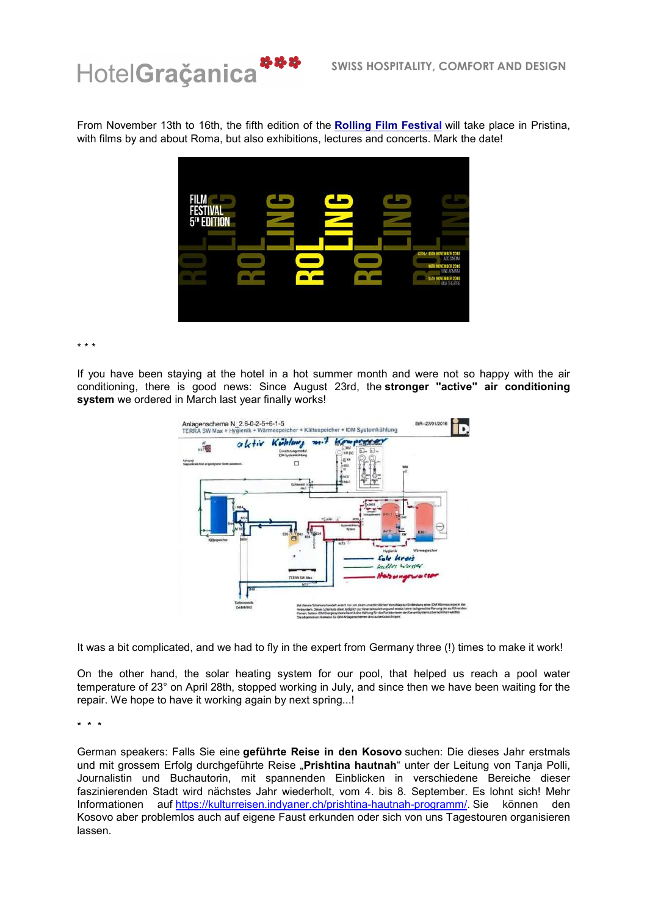From November 13th to 16th, the fifth edition of the **Rolling Film Festival** will take place in Pristina, with films by and about Roma, but also exhibitions, lectures and concerts. Mark the date!

\* \* \*

If you have been staying at the hotel in a hot summer month and were not so happy with the air conditioning, there is good news: Since August 23rd, the **stronger "active" air conditioning system** we ordered in March last year finally works!

It was a bit complicated, and we had to fly in the expert from Germany three (!) times to make it work!

On the other hand, the solar heating system for our pool, that helped us reach a pool water temperature of 23° on April 28th, stopped working in July, and since then we have been waiting for the repair. We hope to have it working again by next spring...!

\* \* \*

German speakers: Falls Sie eine **geführte Reise in den Kosovo** suchen: Die dieses Jahr erstmals und mit grossem Erfolg durchgeführte Reise „**Prishtina hautnah**" unter der Leitung von Tanja Polli, Journalistin und Buchautorin, mit spannenden Einblicken in verschiedene Bereiche dieser faszinierenden Stadt wird nächstes Jahr wiederholt, vom 4. bis 8. September. Es lohnt sich! Mehr Informationen auf https://kulturreisen.indyaner.ch/prishtina-hautnah-programm/. Sie können den Kosovo aber problemlos auch auf eigene Faust erkunden oder sich von uns Tagestouren organisieren lassen.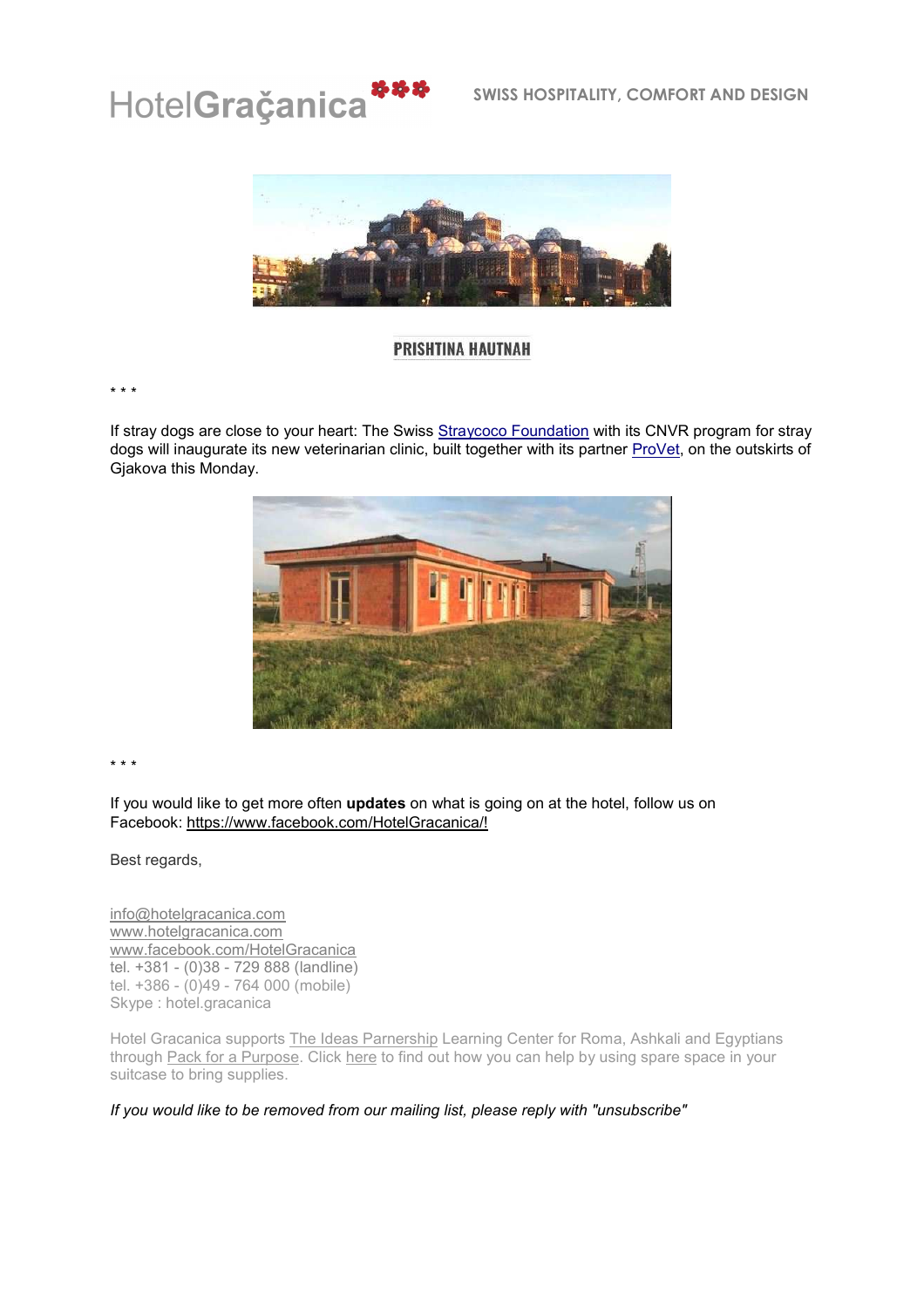HotelGraçanica

SWISS HOSPITALITY, COMFORT AND DESIGN

PRISHTINA HAUTNAH

* * *

If stray dogs are close to your heart: The Swiss Straycoco Foundation with its CNVR program for stray dogs will inaugurate its new veterinarian clinic, built together with its partner ProVet, on the outskirts of Gjakova this Monday.

* * *

If you would like to get more often **updates** on what is going on at the hotel, follow us on Facebook: https://www.facebook.com/HotelGracanica/!

Best regards,

info@hotelgracanica.com
www.hotelgracanica.com
www.facebook.com/HotelGracanica
tel. +381 - (0)38 - 729 888 (landline)
tel. +386 - (0)49 - 764 000 (mobile)
Skype : hotel.gracanica

Hotel Gracanica supports The Ideas Parnership Learning Center for Roma, Ashkali and Egyptians through Pack for a Purpose. Click here to find out how you can help by using spare space in your suitcase to bring supplies.

*If you would like to be removed from our mailing list, please reply with "unsubscribe"*